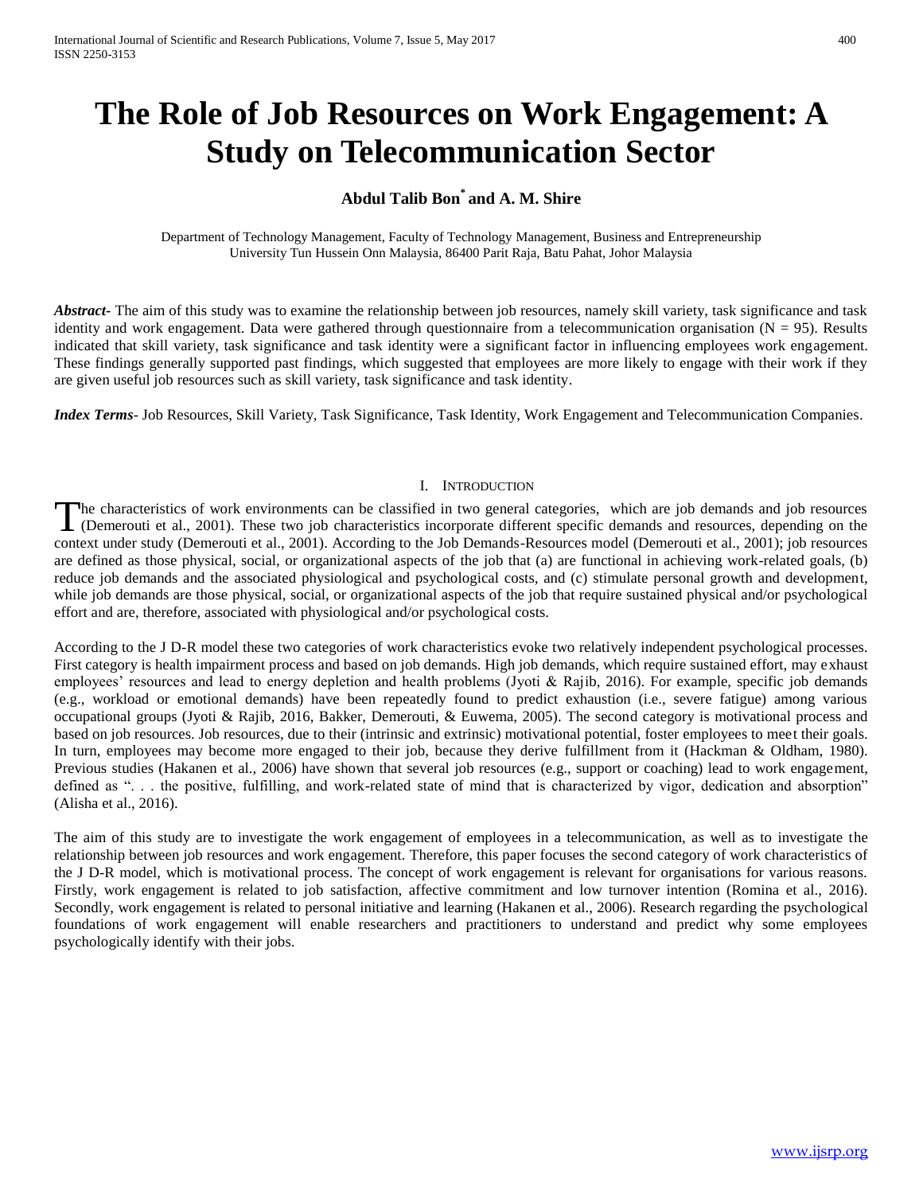# The Role of Job Resources on Work Engagement: A Study on Telecommunication Sector

**Abdul Talib Bon[*] and A. M. Shire**

Department of Technology Management, Faculty of Technology Management, Business and Entrepreneurship
University Tun Hussein Onn Malaysia, 86400 Parit Raja, Batu Pahat, Johor Malaysia

***Abstract***- The aim of this study was to examine the relationship between job resources, namely skill variety, task significance and task identity and work engagement. Data were gathered through questionnaire from a telecommunication organisation ($N = 95$). Results indicated that skill variety, task significance and task identity were a significant factor in influencing employees work engagement. These findings generally supported past findings, which suggested that employees are more likely to engage with their work if they are given useful job resources such as skill variety, task significance and task identity.

***Index Terms***- Job Resources, Skill Variety, Task Significance, Task Identity, Work Engagement and Telecommunication Companies.

## I. Introduction

The characteristics of work environments can be classified in two general categories, which are job demands and job resources (Demerouti et al., 2001). These two job characteristics incorporate different specific demands and resources, depending on the context under study (Demerouti et al., 2001). According to the Job Demands-Resources model (Demerouti et al., 2001); job resources are defined as those physical, social, or organizational aspects of the job that (a) are functional in achieving work-related goals, (b) reduce job demands and the associated physiological and psychological costs, and (c) stimulate personal growth and development, while job demands are those physical, social, or organizational aspects of the job that require sustained physical and/or psychological effort and are, therefore, associated with physiological and/or psychological costs.

According to the J D-R model these two categories of work characteristics evoke two relatively independent psychological processes. First category is health impairment process and based on job demands. High job demands, which require sustained effort, may exhaust employees' resources and lead to energy depletion and health problems (Jyoti & Rajib, 2016). For example, specific job demands (e.g., workload or emotional demands) have been repeatedly found to predict exhaustion (i.e., severe fatigue) among various occupational groups (Jyoti & Rajib, 2016, Bakker, Demerouti, & Euwema, 2005). The second category is motivational process and based on job resources. Job resources, due to their (intrinsic and extrinsic) motivational potential, foster employees to meet their goals. In turn, employees may become more engaged to their job, because they derive fulfillment from it (Hackman & Oldham, 1980). Previous studies (Hakanen et al., 2006) have shown that several job resources (e.g., support or coaching) lead to work engagement, defined as ". . . the positive, fulfilling, and work-related state of mind that is characterized by vigor, dedication and absorption" (Alisha et al., 2016).

The aim of this study are to investigate the work engagement of employees in a telecommunication, as well as to investigate the relationship between job resources and work engagement. Therefore, this paper focuses the second category of work characteristics of the J D-R model, which is motivational process. The concept of work engagement is relevant for organisations for various reasons. Firstly, work engagement is related to job satisfaction, affective commitment and low turnover intention (Romina et al., 2016). Secondly, work engagement is related to personal initiative and learning (Hakanen et al., 2006). Research regarding the psychological foundations of work engagement will enable researchers and practitioners to understand and predict why some employees psychologically identify with their jobs.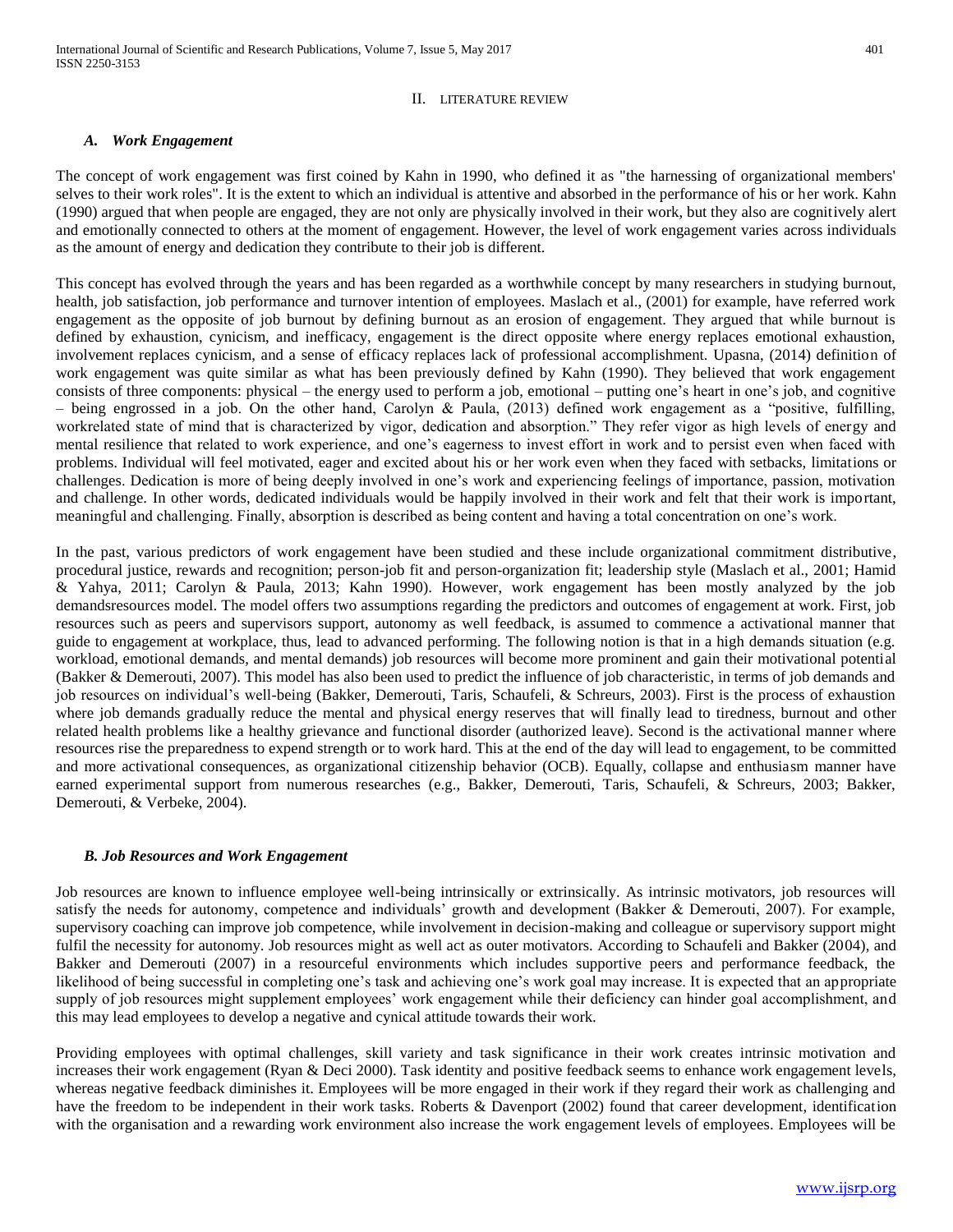## II. LITERATURE REVIEW

### *A. Work Engagement*

The concept of work engagement was first coined by Kahn in 1990, who defined it as "the harnessing of organizational members' selves to their work roles". It is the extent to which an individual is attentive and absorbed in the performance of his or her work. Kahn (1990) argued that when people are engaged, they are not only are physically involved in their work, but they also are cognitively alert and emotionally connected to others at the moment of engagement. However, the level of work engagement varies across individuals as the amount of energy and dedication they contribute to their job is different.

This concept has evolved through the years and has been regarded as a worthwhile concept by many researchers in studying burnout, health, job satisfaction, job performance and turnover intention of employees. Maslach et al., (2001) for example, have referred work engagement as the opposite of job burnout by defining burnout as an erosion of engagement. They argued that while burnout is defined by exhaustion, cynicism, and inefficacy, engagement is the direct opposite where energy replaces emotional exhaustion, involvement replaces cynicism, and a sense of efficacy replaces lack of professional accomplishment. Upasna, (2014) definition of work engagement was quite similar as what has been previously defined by Kahn (1990). They believed that work engagement consists of three components: physical – the energy used to perform a job, emotional – putting one's heart in one's job, and cognitive – being engrossed in a job. On the other hand, Carolyn & Paula, (2013) defined work engagement as a "positive, fulfilling, workrelated state of mind that is characterized by vigor, dedication and absorption." They refer vigor as high levels of energy and mental resilience that related to work experience, and one's eagerness to invest effort in work and to persist even when faced with problems. Individual will feel motivated, eager and excited about his or her work even when they faced with setbacks, limitations or challenges. Dedication is more of being deeply involved in one's work and experiencing feelings of importance, passion, motivation and challenge. In other words, dedicated individuals would be happily involved in their work and felt that their work is important, meaningful and challenging. Finally, absorption is described as being content and having a total concentration on one's work.

In the past, various predictors of work engagement have been studied and these include organizational commitment distributive, procedural justice, rewards and recognition; person-job fit and person-organization fit; leadership style (Maslach et al., 2001; Hamid & Yahya, 2011; Carolyn & Paula, 2013; Kahn 1990). However, work engagement has been mostly analyzed by the job demandsresources model. The model offers two assumptions regarding the predictors and outcomes of engagement at work. First, job resources such as peers and supervisors support, autonomy as well feedback, is assumed to commence a activational manner that guide to engagement at workplace, thus, lead to advanced performing. The following notion is that in a high demands situation (e.g. workload, emotional demands, and mental demands) job resources will become more prominent and gain their motivational potential (Bakker & Demerouti, 2007). This model has also been used to predict the influence of job characteristic, in terms of job demands and job resources on individual's well-being (Bakker, Demerouti, Taris, Schaufeli, & Schreurs, 2003). First is the process of exhaustion where job demands gradually reduce the mental and physical energy reserves that will finally lead to tiredness, burnout and other related health problems like a healthy grievance and functional disorder (authorized leave). Second is the activational manner where resources rise the preparedness to expend strength or to work hard. This at the end of the day will lead to engagement, to be committed and more activational consequences, as organizational citizenship behavior (OCB). Equally, collapse and enthusiasm manner have earned experimental support from numerous researches (e.g., Bakker, Demerouti, Taris, Schaufeli, & Schreurs, 2003; Bakker, Demerouti, & Verbeke, 2004).

### *B. Job Resources and Work Engagement*

Job resources are known to influence employee well-being intrinsically or extrinsically. As intrinsic motivators, job resources will satisfy the needs for autonomy, competence and individuals' growth and development (Bakker & Demerouti, 2007). For example, supervisory coaching can improve job competence, while involvement in decision-making and colleague or supervisory support might fulfil the necessity for autonomy. Job resources might as well act as outer motivators. According to Schaufeli and Bakker (2004), and Bakker and Demerouti (2007) in a resourceful environments which includes supportive peers and performance feedback, the likelihood of being successful in completing one's task and achieving one's work goal may increase. It is expected that an appropriate supply of job resources might supplement employees' work engagement while their deficiency can hinder goal accomplishment, and this may lead employees to develop a negative and cynical attitude towards their work.

Providing employees with optimal challenges, skill variety and task significance in their work creates intrinsic motivation and increases their work engagement (Ryan & Deci 2000). Task identity and positive feedback seems to enhance work engagement levels, whereas negative feedback diminishes it. Employees will be more engaged in their work if they regard their work as challenging and have the freedom to be independent in their work tasks. Roberts & Davenport (2002) found that career development, identification with the organisation and a rewarding work environment also increase the work engagement levels of employees. Employees will be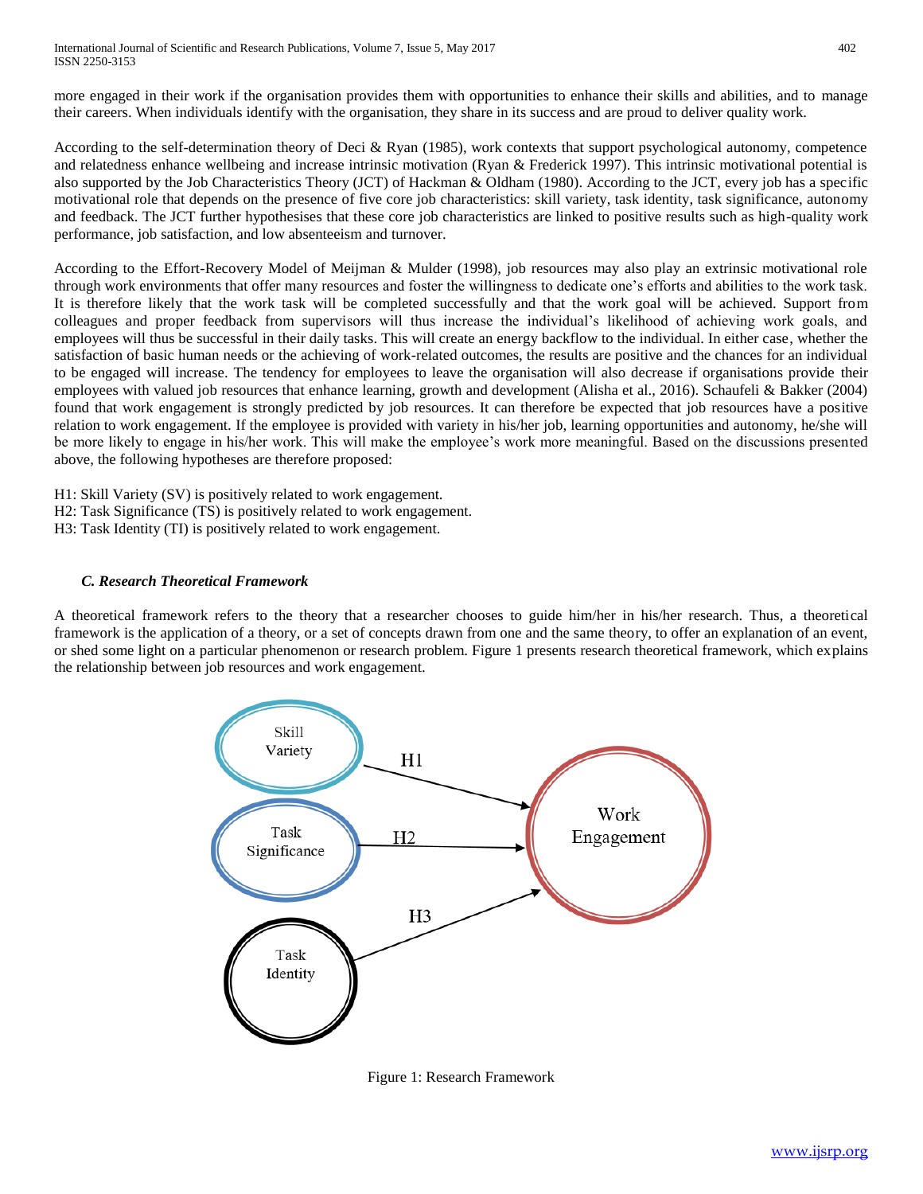more engaged in their work if the organisation provides them with opportunities to enhance their skills and abilities, and to manage their careers. When individuals identify with the organisation, they share in its success and are proud to deliver quality work.

According to the self-determination theory of Deci & Ryan (1985), work contexts that support psychological autonomy, competence and relatedness enhance wellbeing and increase intrinsic motivation (Ryan & Frederick 1997). This intrinsic motivational potential is also supported by the Job Characteristics Theory (JCT) of Hackman & Oldham (1980). According to the JCT, every job has a specific motivational role that depends on the presence of five core job characteristics: skill variety, task identity, task significance, autonomy and feedback. The JCT further hypothesises that these core job characteristics are linked to positive results such as high-quality work performance, job satisfaction, and low absenteeism and turnover.

According to the Effort-Recovery Model of Meijman & Mulder (1998), job resources may also play an extrinsic motivational role through work environments that offer many resources and foster the willingness to dedicate one's efforts and abilities to the work task. It is therefore likely that the work task will be completed successfully and that the work goal will be achieved. Support from colleagues and proper feedback from supervisors will thus increase the individual's likelihood of achieving work goals, and employees will thus be successful in their daily tasks. This will create an energy backflow to the individual. In either case, whether the satisfaction of basic human needs or the achieving of work-related outcomes, the results are positive and the chances for an individual to be engaged will increase. The tendency for employees to leave the organisation will also decrease if organisations provide their employees with valued job resources that enhance learning, growth and development (Alisha et al., 2016). Schaufeli & Bakker (2004) found that work engagement is strongly predicted by job resources. It can therefore be expected that job resources have a positive relation to work engagement. If the employee is provided with variety in his/her job, learning opportunities and autonomy, he/she will be more likely to engage in his/her work. This will make the employee's work more meaningful. Based on the discussions presented above, the following hypotheses are therefore proposed:

H1: Skill Variety (SV) is positively related to work engagement.
H2: Task Significance (TS) is positively related to work engagement.
H3: Task Identity (TI) is positively related to work engagement.

### *C. Research Theoretical Framework*

A theoretical framework refers to the theory that a researcher chooses to guide him/her in his/her research. Thus, a theoretical framework is the application of a theory, or a set of concepts drawn from one and the same theory, to offer an explanation of an event, or shed some light on a particular phenomenon or research problem. Figure 1 presents research theoretical framework, which explains the relationship between job resources and work engagement.

Skill Variety —H1→ Work Engagement
Task Significance —H2→ Work Engagement
Task Identity —H3→ Work Engagement

Figure 1: Research Framework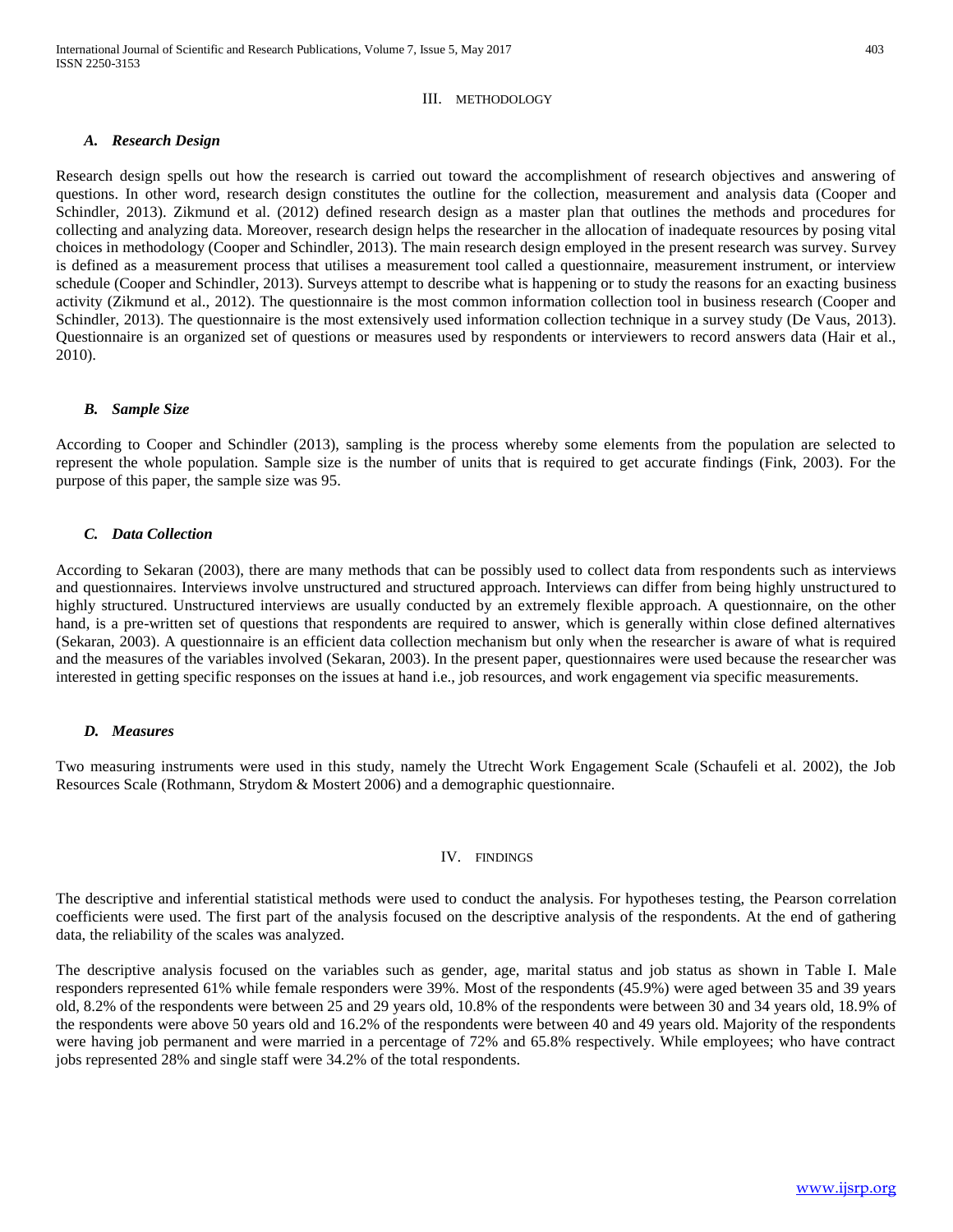## III. METHODOLOGY

### *A. Research Design*

Research design spells out how the research is carried out toward the accomplishment of research objectives and answering of questions. In other word, research design constitutes the outline for the collection, measurement and analysis data (Cooper and Schindler, 2013). Zikmund et al. (2012) defined research design as a master plan that outlines the methods and procedures for collecting and analyzing data. Moreover, research design helps the researcher in the allocation of inadequate resources by posing vital choices in methodology (Cooper and Schindler, 2013). The main research design employed in the present research was survey. Survey is defined as a measurement process that utilises a measurement tool called a questionnaire, measurement instrument, or interview schedule (Cooper and Schindler, 2013). Surveys attempt to describe what is happening or to study the reasons for an exacting business activity (Zikmund et al., 2012). The questionnaire is the most common information collection tool in business research (Cooper and Schindler, 2013). The questionnaire is the most extensively used information collection technique in a survey study (De Vaus, 2013). Questionnaire is an organized set of questions or measures used by respondents or interviewers to record answers data (Hair et al., 2010).

### *B. Sample Size*

According to Cooper and Schindler (2013), sampling is the process whereby some elements from the population are selected to represent the whole population. Sample size is the number of units that is required to get accurate findings (Fink, 2003). For the purpose of this paper, the sample size was 95.

### *C. Data Collection*

According to Sekaran (2003), there are many methods that can be possibly used to collect data from respondents such as interviews and questionnaires. Interviews involve unstructured and structured approach. Interviews can differ from being highly unstructured to highly structured. Unstructured interviews are usually conducted by an extremely flexible approach. A questionnaire, on the other hand, is a pre-written set of questions that respondents are required to answer, which is generally within close defined alternatives (Sekaran, 2003). A questionnaire is an efficient data collection mechanism but only when the researcher is aware of what is required and the measures of the variables involved (Sekaran, 2003). In the present paper, questionnaires were used because the researcher was interested in getting specific responses on the issues at hand i.e., job resources, and work engagement via specific measurements.

### *D. Measures*

Two measuring instruments were used in this study, namely the Utrecht Work Engagement Scale (Schaufeli et al. 2002), the Job Resources Scale (Rothmann, Strydom & Mostert 2006) and a demographic questionnaire.

## IV. FINDINGS

The descriptive and inferential statistical methods were used to conduct the analysis. For hypotheses testing, the Pearson correlation coefficients were used. The first part of the analysis focused on the descriptive analysis of the respondents. At the end of gathering data, the reliability of the scales was analyzed.

The descriptive analysis focused on the variables such as gender, age, marital status and job status as shown in Table I. Male responders represented 61% while female responders were 39%. Most of the respondents (45.9%) were aged between 35 and 39 years old, 8.2% of the respondents were between 25 and 29 years old, 10.8% of the respondents were between 30 and 34 years old, 18.9% of the respondents were above 50 years old and 16.2% of the respondents were between 40 and 49 years old. Majority of the respondents were having job permanent and were married in a percentage of 72% and 65.8% respectively. While employees; who have contract jobs represented 28% and single staff were 34.2% of the total respondents.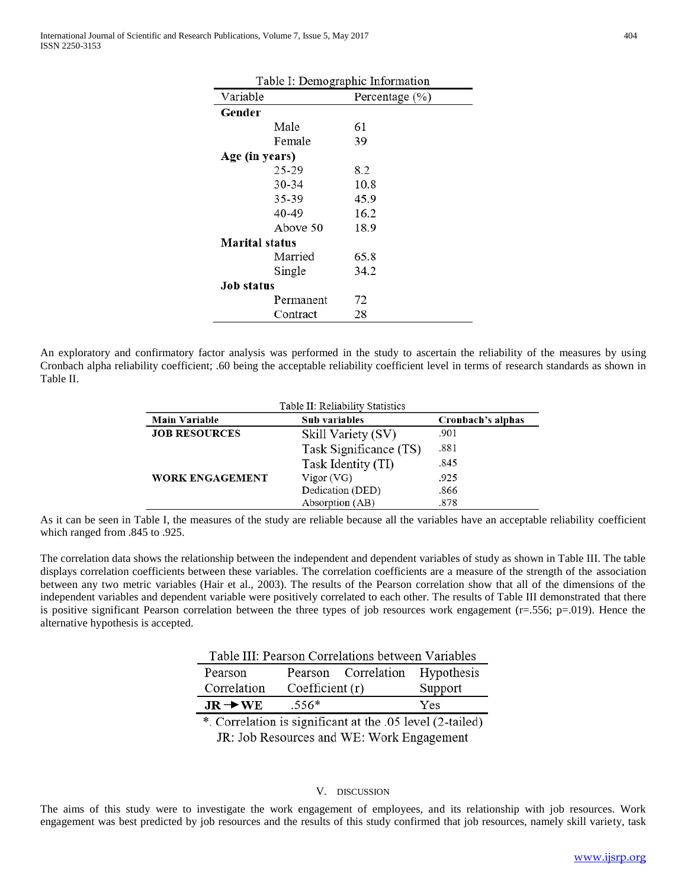Table I: Demographic Information

| Variable | Percentage (%) |
|---|---|
| **Gender** | |
| Male | 61 |
| Female | 39 |
| **Age (in years)** | |
| 25-29 | 8.2 |
| 30-34 | 10.8 |
| 35-39 | 45.9 |
| 40-49 | 16.2 |
| Above 50 | 18.9 |
| **Marital status** | |
| Married | 65.8 |
| Single | 34.2 |
| **Job status** | |
| Permanent | 72 |
| Contract | 28 |

An exploratory and confirmatory factor analysis was performed in the study to ascertain the reliability of the measures by using Cronbach alpha reliability coefficient; .60 being the acceptable reliability coefficient level in terms of research standards as shown in Table II.

Table II: Reliability Statistics

| Main Variable | Sub variables | Cronbach's alphas |
|---|---|---|
| **JOB RESOURCES** | Skill Variety (SV) | .901 |
| | Task Significance (TS) | .881 |
| | Task Identity (TI) | .845 |
| **WORK ENGAGEMENT** | Vigor (VG) | .925 |
| | Dedication (DED) | .866 |
| | Absorption (AB) | .878 |

As it can be seen in Table I, the measures of the study are reliable because all the variables have an acceptable reliability coefficient which ranged from .845 to .925.

The correlation data shows the relationship between the independent and dependent variables of study as shown in Table III. The table displays correlation coefficients between these variables. The correlation coefficients are a measure of the strength of the association between any two metric variables (Hair et al., 2003). The results of the Pearson correlation show that all of the dimensions of the independent variables and dependent variable were positively correlated to each other. The results of Table III demonstrated that there is positive significant Pearson correlation between the three types of job resources work engagement (r=.556; p=.019). Hence the alternative hypothesis is accepted.

Table III: Pearson Correlations between Variables

| Pearson Correlation | Pearson Correlation Coefficient (r) | Hypothesis Support |
|---|---|---|
| **JR → WE** | .556* | Yes |

*. Correlation is significant at the .05 level (2-tailed)
JR: Job Resources and WE: Work Engagement

## V. DISCUSSION

The aims of this study were to investigate the work engagement of employees, and its relationship with job resources. Work engagement was best predicted by job resources and the results of this study confirmed that job resources, namely skill variety, task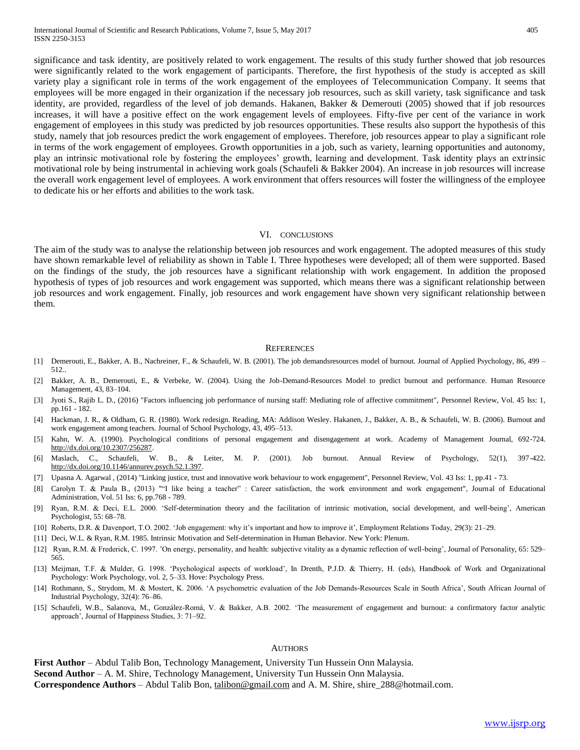significance and task identity, are positively related to work engagement. The results of this study further showed that job resources were significantly related to the work engagement of participants. Therefore, the first hypothesis of the study is accepted as skill variety play a significant role in terms of the work engagement of the employees of Telecommunication Company. It seems that employees will be more engaged in their organization if the necessary job resources, such as skill variety, task significance and task identity, are provided, regardless of the level of job demands. Hakanen, Bakker & Demerouti (2005) showed that if job resources increases, it will have a positive effect on the work engagement levels of employees. Fifty-five per cent of the variance in work engagement of employees in this study was predicted by job resources opportunities. These results also support the hypothesis of this study, namely that job resources predict the work engagement of employees. Therefore, job resources appear to play a significant role in terms of the work engagement of employees. Growth opportunities in a job, such as variety, learning opportunities and autonomy, play an intrinsic motivational role by fostering the employees' growth, learning and development. Task identity plays an extrinsic motivational role by being instrumental in achieving work goals (Schaufeli & Bakker 2004). An increase in job resources will increase the overall work engagement level of employees. A work environment that offers resources will foster the willingness of the employee to dedicate his or her efforts and abilities to the work task.

## VI. CONCLUSIONS

The aim of the study was to analyse the relationship between job resources and work engagement. The adopted measures of this study have shown remarkable level of reliability as shown in Table I. Three hypotheses were developed; all of them were supported. Based on the findings of the study, the job resources have a significant relationship with work engagement. In addition the proposed hypothesis of types of job resources and work engagement was supported, which means there was a significant relationship between job resources and work engagement. Finally, job resources and work engagement have shown very significant relationship between them.

## REFERENCES

[1] Demerouti, E., Bakker, A. B., Nachreiner, F., & Schaufeli, W. B. (2001). The job demandsresources model of burnout. Journal of Applied Psychology, 86, 499 – 512..

[2] Bakker, A. B., Demerouti, E., & Verbeke, W. (2004). Using the Job-Demand-Resources Model to predict burnout and performance. Human Resource Management, 43, 83–104.

[3] Jyoti S., Rajib L. D., (2016) "Factors influencing job performance of nursing staff: Mediating role of affective commitment", Personnel Review, Vol. 45 Iss: 1, pp.161 - 182.

[4] Hackman, J. R., & Oldham, G. R. (1980). Work redesign. Reading, MA: Addison Wesley. Hakanen, J., Bakker, A. B., & Schaufeli, W. B. (2006). Burnout and work engagement among teachers. Journal of School Psychology, 43, 495–513.

[5] Kahn, W. A. (1990). Psychological conditions of personal engagement and disengagement at work. Academy of Management Journal, 692-724. http://dx.doi.org/10.2307/256287.

[6] Maslach, C., Schaufeli, W. B., & Leiter, M. P. (2001). Job burnout. Annual Review of Psychology, 52(1), 397-422. http://dx.doi.org/10.1146/annurev.psych.52.1.397.

[7] Upasna A. Agarwal , (2014) "Linking justice, trust and innovative work behaviour to work engagement", Personnel Review, Vol. 43 Iss: 1, pp.41 - 73.

[8] Carolyn T. & Paula B., (2013) ""I like being a teacher" : Career satisfaction, the work environment and work engagement", Journal of Educational Administration, Vol. 51 Iss: 6, pp.768 - 789.

[9] Ryan, R.M. & Deci, E.L. 2000. 'Self-determination theory and the facilitation of intrinsic motivation, social development, and well-being', American Psychologist, 55: 68–78.

[10] Roberts, D.R. & Davenport, T.O. 2002. 'Job engagement: why it's important and how to improve it', Employment Relations Today, 29(3): 21–29.

[11] Deci, W.L. & Ryan, R.M. 1985. Intrinsic Motivation and Self-determination in Human Behavior. New York: Plenum.

[12] Ryan, R.M. & Frederick, C. 1997. 'On energy, personality, and health: subjective vitality as a dynamic reflection of well-being', Journal of Personality, 65: 529–565.

[13] Meijman, T.F. & Mulder, G. 1998. 'Psychological aspects of workload', In Drenth, P.J.D. & Thierry, H. (eds), Handbook of Work and Organizational Psychology: Work Psychology, vol. 2, 5–33. Hove: Psychology Press.

[14] Rothmann, S., Strydom, M. & Mostert, K. 2006. 'A psychometric evaluation of the Job Demands-Resources Scale in South Africa', South African Journal of Industrial Psychology, 32(4): 76–86.

[15] Schaufeli, W.B., Salanova, M., González-Romá, V. & Bakker, A.B. 2002. 'The measurement of engagement and burnout: a confirmatory factor analytic approach', Journal of Happiness Studies, 3: 71–92.

## AUTHORS

**First Author** – Abdul Talib Bon, Technology Management, University Tun Hussein Onn Malaysia.
**Second Author** – A. M. Shire, Technology Management, University Tun Hussein Onn Malaysia.
**Correspondence Authors** – Abdul Talib Bon, talibon@gmail.com and A. M. Shire, shire_288@hotmail.com.